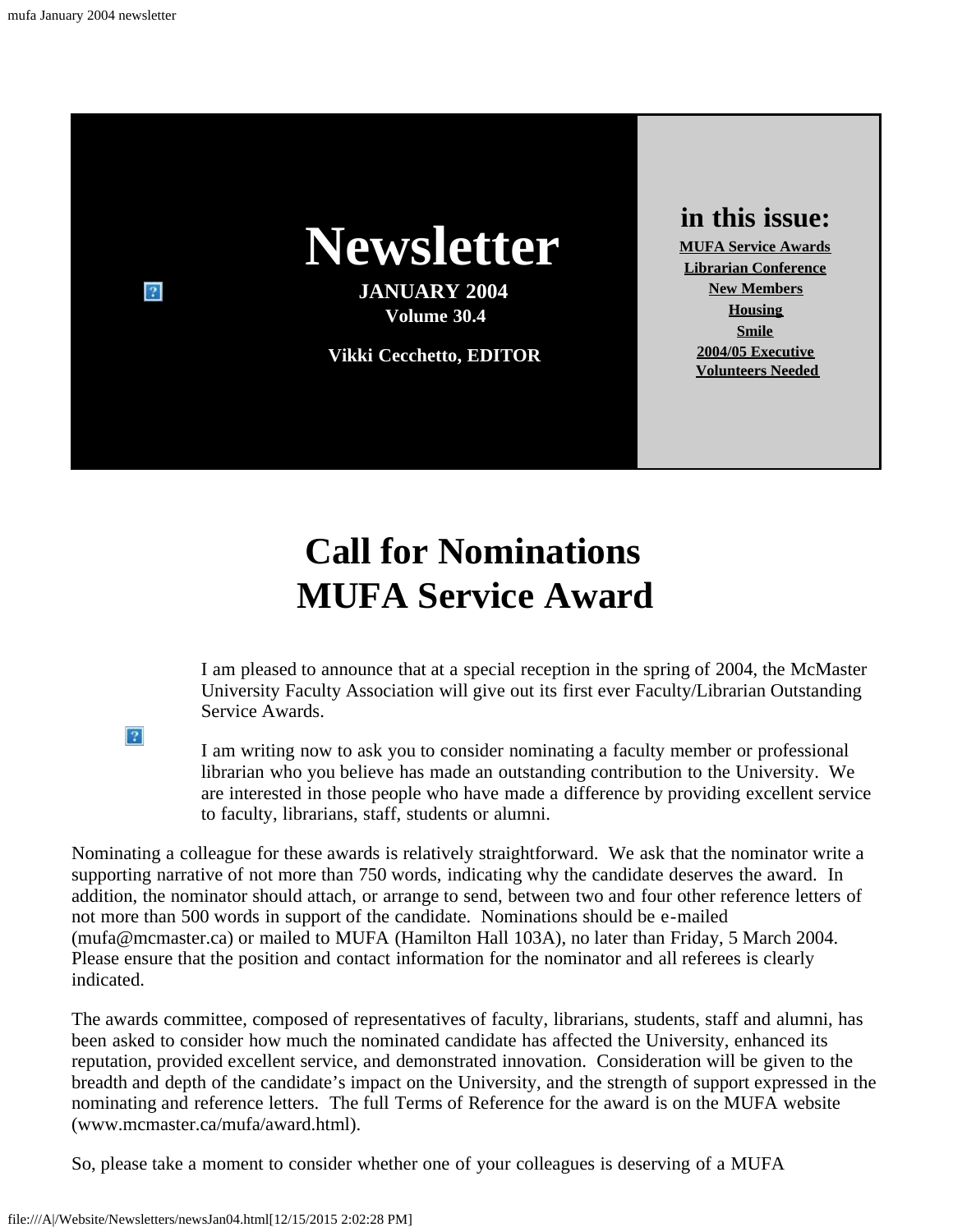# Newsletter

**JANUARY 2004**
**Volume 30.4**

**Vikki Cecchetto, EDITOR**

**in this issue:**

- MUFA Service Awards
- Librarian Conference
- New Members
- Housing
- Smile
- 2004/05 Executive
- Volunteers Needed

## Call for Nominations
## MUFA Service Award

I am pleased to announce that at a special reception in the spring of 2004, the McMaster University Faculty Association will give out its first ever Faculty/Librarian Outstanding Service Awards.

I am writing now to ask you to consider nominating a faculty member or professional librarian who you believe has made an outstanding contribution to the University. We are interested in those people who have made a difference by providing excellent service to faculty, librarians, staff, students or alumni.

Nominating a colleague for these awards is relatively straightforward. We ask that the nominator write a supporting narrative of not more than 750 words, indicating why the candidate deserves the award. In addition, the nominator should attach, or arrange to send, between two and four other reference letters of not more than 500 words in support of the candidate. Nominations should be e-mailed (mufa@mcmaster.ca) or mailed to MUFA (Hamilton Hall 103A), no later than Friday, 5 March 2004. Please ensure that the position and contact information for the nominator and all referees is clearly indicated.

The awards committee, composed of representatives of faculty, librarians, students, staff and alumni, has been asked to consider how much the nominated candidate has affected the University, enhanced its reputation, provided excellent service, and demonstrated innovation. Consideration will be given to the breadth and depth of the candidate's impact on the University, and the strength of support expressed in the nominating and reference letters. The full Terms of Reference for the award is on the MUFA website (www.mcmaster.ca/mufa/award.html).

So, please take a moment to consider whether one of your colleagues is deserving of a MUFA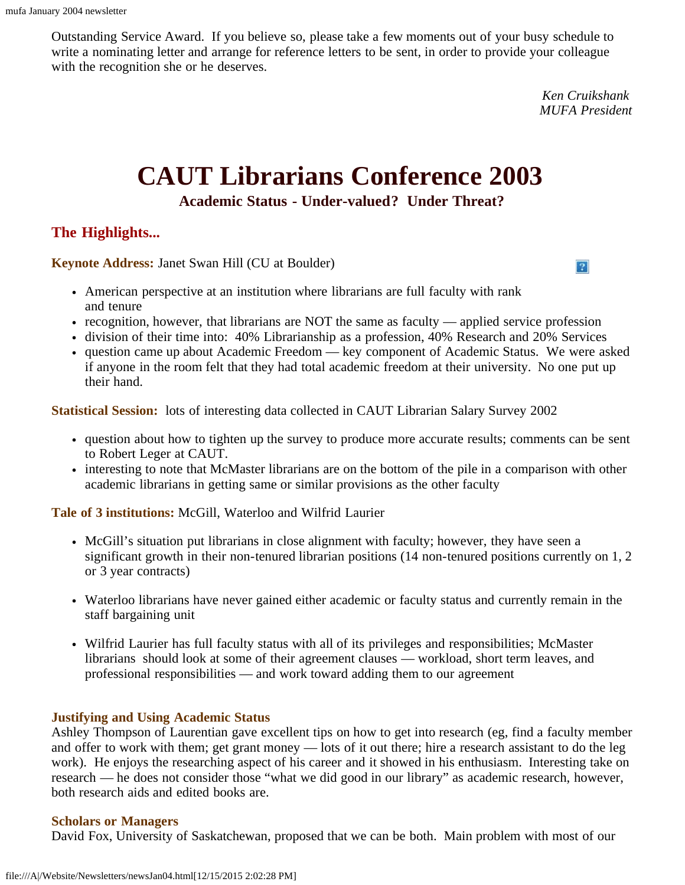Outstanding Service Award. If you believe so, please take a few moments out of your busy schedule to write a nominating letter and arrange for reference letters to be sent, in order to provide your colleague with the recognition she or he deserves.

*Ken Cruikshank*
*MUFA President*

# CAUT Librarians Conference 2003

### Academic Status - Under-valued? Under Threat?

## The Highlights...

**Keynote Address:** Janet Swan Hill (CU at Boulder)

- American perspective at an institution where librarians are full faculty with rank and tenure
- recognition, however, that librarians are NOT the same as faculty — applied service profession
- division of their time into: 40% Librarianship as a profession, 40% Research and 20% Services
- question came up about Academic Freedom — key component of Academic Status. We were asked if anyone in the room felt that they had total academic freedom at their university. No one put up their hand.

**Statistical Session:** lots of interesting data collected in CAUT Librarian Salary Survey 2002

- question about how to tighten up the survey to produce more accurate results; comments can be sent to Robert Leger at CAUT.
- interesting to note that McMaster librarians are on the bottom of the pile in a comparison with other academic librarians in getting same or similar provisions as the other faculty

**Tale of 3 institutions:** McGill, Waterloo and Wilfrid Laurier

- McGill's situation put librarians in close alignment with faculty; however, they have seen a significant growth in their non-tenured librarian positions (14 non-tenured positions currently on 1, 2 or 3 year contracts)
- Waterloo librarians have never gained either academic or faculty status and currently remain in the staff bargaining unit
- Wilfrid Laurier has full faculty status with all of its privileges and responsibilities; McMaster librarians should look at some of their agreement clauses — workload, short term leaves, and professional responsibilities — and work toward adding them to our agreement

**Justifying and Using Academic Status**

Ashley Thompson of Laurentian gave excellent tips on how to get into research (eg, find a faculty member and offer to work with them; get grant money — lots of it out there; hire a research assistant to do the leg work). He enjoys the researching aspect of his career and it showed in his enthusiasm. Interesting take on research — he does not consider those "what we did good in our library" as academic research, however, both research aids and edited books are.

**Scholars or Managers**

David Fox, University of Saskatchewan, proposed that we can be both. Main problem with most of our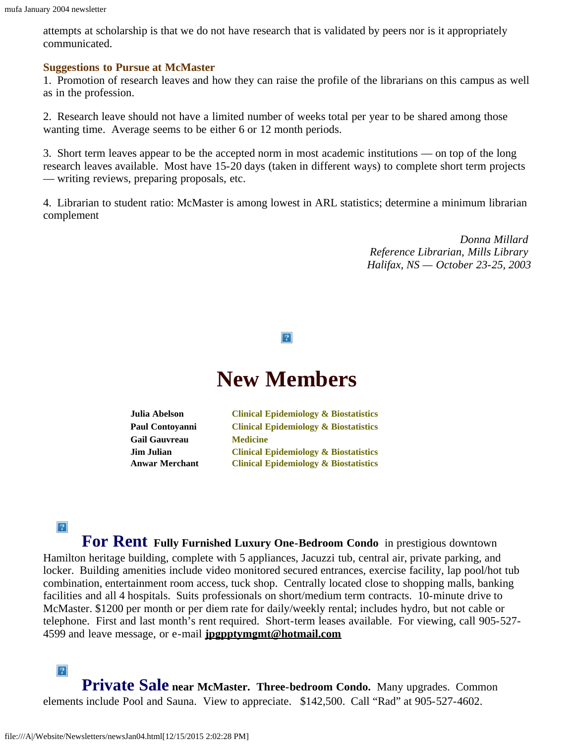attempts at scholarship is that we do not have research that is validated by peers nor is it appropriately communicated.

**Suggestions to Pursue at McMaster**

1. Promotion of research leaves and how they can raise the profile of the librarians on this campus as well as in the profession.

2. Research leave should not have a limited number of weeks total per year to be shared among those wanting time. Average seems to be either 6 or 12 month periods.

3. Short term leaves appear to be the accepted norm in most academic institutions — on top of the long research leaves available. Most have 15-20 days (taken in different ways) to complete short term projects — writing reviews, preparing proposals, etc.

4. Librarian to student ratio: McMaster is among lowest in ARL statistics; determine a minimum librarian complement

*Donna Millard*
*Reference Librarian, Mills Library*
*Halifax, NS — October 23-25, 2003*

# New Members

| | |
|---|---|
| **Julia Abelson** | **Clinical Epidemiology & Biostatistics** |
| **Paul Contoyanni** | **Clinical Epidemiology & Biostatistics** |
| **Gail Gauvreau** | **Medicine** |
| **Jim Julian** | **Clinical Epidemiology & Biostatistics** |
| **Anwar Merchant** | **Clinical Epidemiology & Biostatistics** |

**For Rent** **Fully Furnished Luxury One-Bedroom Condo** in prestigious downtown Hamilton heritage building, complete with 5 appliances, Jacuzzi tub, central air, private parking, and locker. Building amenities include video monitored secured entrances, exercise facility, lap pool/hot tub combination, entertainment room access, tuck shop. Centrally located close to shopping malls, banking facilities and all 4 hospitals. Suits professionals on short/medium term contracts. 10-minute drive to McMaster. $1200 per month or per diem rate for daily/weekly rental; includes hydro, but not cable or telephone. First and last month's rent required. Short-term leases available. For viewing, call 905-527-4599 and leave message, or e-mail **jpgpptymgmt@hotmail.com**

**Private Sale** **near McMaster. Three-bedroom Condo.** Many upgrades. Common elements include Pool and Sauna. View to appreciate. $142,500. Call "Rad" at 905-527-4602.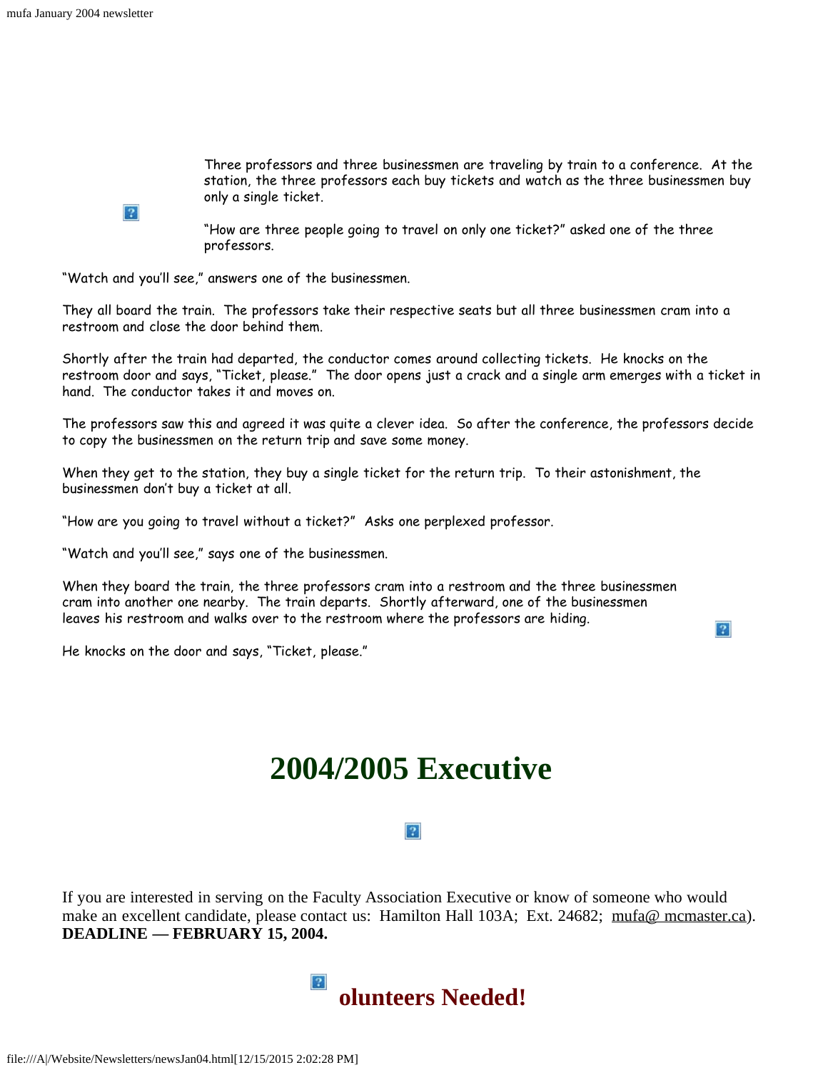Three professors and three businessmen are traveling by train to a conference. At the station, the three professors each buy tickets and watch as the three businessmen buy only a single ticket.

"How are three people going to travel on only one ticket?" asked one of the three professors.

"Watch and you'll see," answers one of the businessmen.

They all board the train. The professors take their respective seats but all three businessmen cram into a restroom and close the door behind them.

Shortly after the train had departed, the conductor comes around collecting tickets. He knocks on the restroom door and says, "Ticket, please." The door opens just a crack and a single arm emerges with a ticket in hand. The conductor takes it and moves on.

The professors saw this and agreed it was quite a clever idea. So after the conference, the professors decide to copy the businessmen on the return trip and save some money.

When they get to the station, they buy a single ticket for the return trip. To their astonishment, the businessmen don't buy a ticket at all.

"How are you going to travel without a ticket?" Asks one perplexed professor.

"Watch and you'll see," says one of the businessmen.

When they board the train, the three professors cram into a restroom and the three businessmen cram into another one nearby. The train departs. Shortly afterward, one of the businessmen leaves his restroom and walks over to the restroom where the professors are hiding.

He knocks on the door and says, "Ticket, please."

# 2004/2005 Executive

If you are interested in serving on the Faculty Association Executive or know of someone who would make an excellent candidate, please contact us: Hamilton Hall 103A; Ext. 24682; mufa@ mcmaster.ca). **DEADLINE — FEBRUARY 15, 2004.**

## olunteers Needed!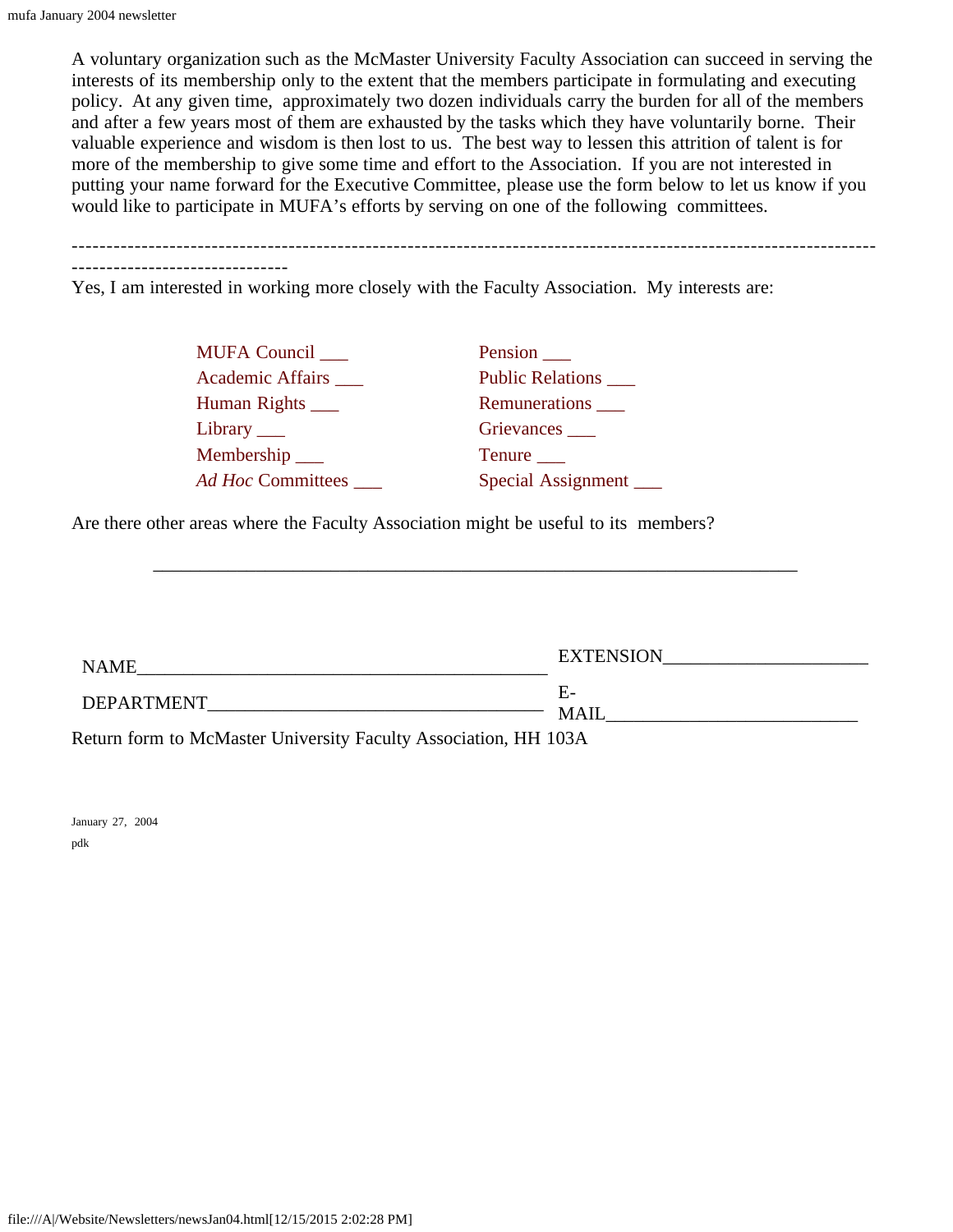A voluntary organization such as the McMaster University Faculty Association can succeed in serving the interests of its membership only to the extent that the members participate in formulating and executing policy. At any given time, approximately two dozen individuals carry the burden for all of the members and after a few years most of them are exhausted by the tasks which they have voluntarily borne. Their valuable experience and wisdom is then lost to us. The best way to lessen this attrition of talent is for more of the membership to give some time and effort to the Association. If you are not interested in putting your name forward for the Executive Committee, please use the form below to let us know if you would like to participate in MUFA's efforts by serving on one of the following committees.

---

Yes, I am interested in working more closely with the Faculty Association. My interests are:

| | |
|---|---|
| MUFA Council ___ | Pension ___ |
| Academic Affairs ___ | Public Relations ___ |
| Human Rights ___ | Remunerations ___ |
| Library ___ | Grievances ___ |
| Membership ___ | Tenure ___ |
| *Ad Hoc* Committees ___ | Special Assignment ___ |

Are there other areas where the Faculty Association might be useful to its members?

_______________________________________________________________

| | |
|---|---|
| NAME__________________________________ | EXTENSION____________________ |
| DEPARTMENT____________________________ | E-MAIL________________________ |

Return form to McMaster University Faculty Association, HH 103A

January 27, 2004

pdk